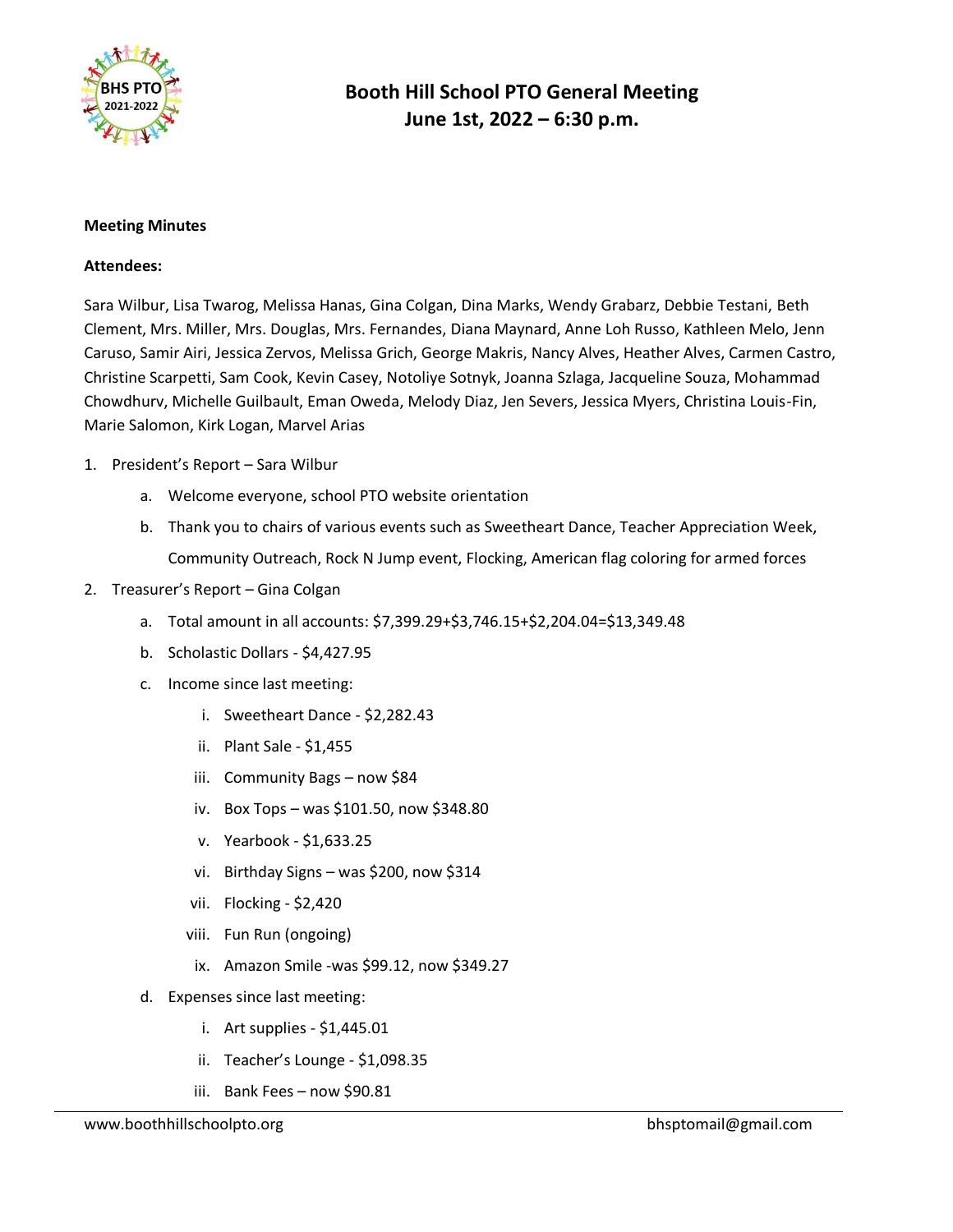# Booth Hill School PTO General Meeting
## June 1st, 2022 – 6:30 p.m.

**Meeting Minutes**

**Attendees:**

Sara Wilbur, Lisa Twarog, Melissa Hanas, Gina Colgan, Dina Marks, Wendy Grabarz, Debbie Testani, Beth Clement, Mrs. Miller, Mrs. Douglas, Mrs. Fernandes, Diana Maynard, Anne Loh Russo, Kathleen Melo, Jenn Caruso, Samir Airi, Jessica Zervos, Melissa Grich, George Makris, Nancy Alves, Heather Alves, Carmen Castro, Christine Scarpetti, Sam Cook, Kevin Casey, Notoliye Sotnyk, Joanna Szlaga, Jacqueline Souza, Mohammad Chowdhurv, Michelle Guilbault, Eman Oweda, Melody Diaz, Jen Severs, Jessica Myers, Christina Louis-Fin, Marie Salomon, Kirk Logan, Marvel Arias

1. President's Report – Sara Wilbur
   a. Welcome everyone, school PTO website orientation
   b. Thank you to chairs of various events such as Sweetheart Dance, Teacher Appreciation Week, Community Outreach, Rock N Jump event, Flocking, American flag coloring for armed forces
2. Treasurer's Report – Gina Colgan
   a. Total amount in all accounts: $7,399.29+$3,746.15+$2,204.04=$13,349.48
   b. Scholastic Dollars - $4,427.95
   c. Income since last meeting:
      i. Sweetheart Dance - $2,282.43
      ii. Plant Sale - $1,455
      iii. Community Bags – now $84
      iv. Box Tops – was $101.50, now $348.80
      v. Yearbook - $1,633.25
      vi. Birthday Signs – was $200, now $314
      vii. Flocking - $2,420
      viii. Fun Run (ongoing)
      ix. Amazon Smile -was $99.12, now $349.27
   d. Expenses since last meeting:
      i. Art supplies - $1,445.01
      ii. Teacher's Lounge - $1,098.35
      iii. Bank Fees – now $90.81

www.boothhillschoolpto.org bhsptomail@gmail.com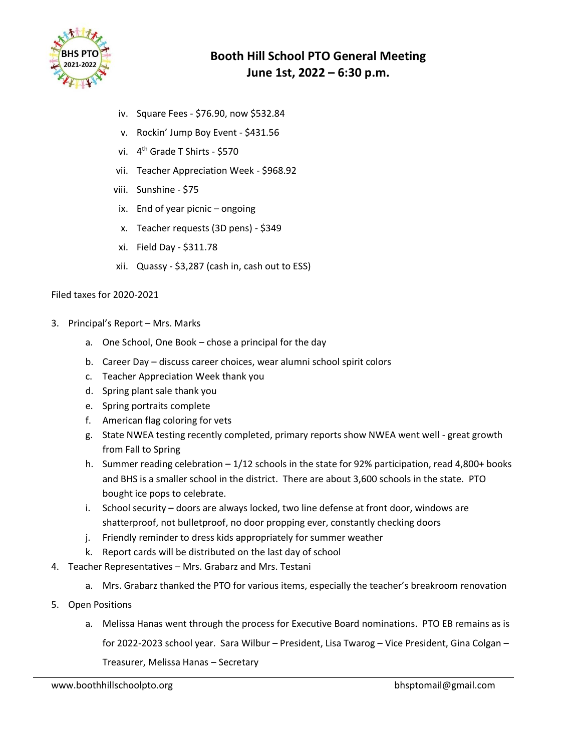# Booth Hill School PTO General Meeting
## June 1st, 2022 – 6:30 p.m.

iv. Square Fees - $76.90, now $532.84

v. Rockin' Jump Boy Event - $431.56

vi. 4th Grade T Shirts - $570

vii. Teacher Appreciation Week - $968.92

viii. Sunshine - $75

ix. End of year picnic – ongoing

x. Teacher requests (3D pens) - $349

xi. Field Day - $311.78

xii. Quassy - $3,287 (cash in, cash out to ESS)

Filed taxes for 2020-2021

3. Principal's Report – Mrs. Marks
    a. One School, One Book – chose a principal for the day
    b. Career Day – discuss career choices, wear alumni school spirit colors
    c. Teacher Appreciation Week thank you
    d. Spring plant sale thank you
    e. Spring portraits complete
    f. American flag coloring for vets
    g. State NWEA testing recently completed, primary reports show NWEA went well - great growth from Fall to Spring
    h. Summer reading celebration – 1/12 schools in the state for 92% participation, read 4,800+ books and BHS is a smaller school in the district. There are about 3,600 schools in the state. PTO bought ice pops to celebrate.
    i. School security – doors are always locked, two line defense at front door, windows are shatterproof, not bulletproof, no door propping ever, constantly checking doors
    j. Friendly reminder to dress kids appropriately for summer weather
    k. Report cards will be distributed on the last day of school
4. Teacher Representatives – Mrs. Grabarz and Mrs. Testani
    a. Mrs. Grabarz thanked the PTO for various items, especially the teacher's breakroom renovation
5. Open Positions
    a. Melissa Hanas went through the process for Executive Board nominations. PTO EB remains as is for 2022-2023 school year. Sara Wilbur – President, Lisa Twarog – Vice President, Gina Colgan – Treasurer, Melissa Hanas – Secretary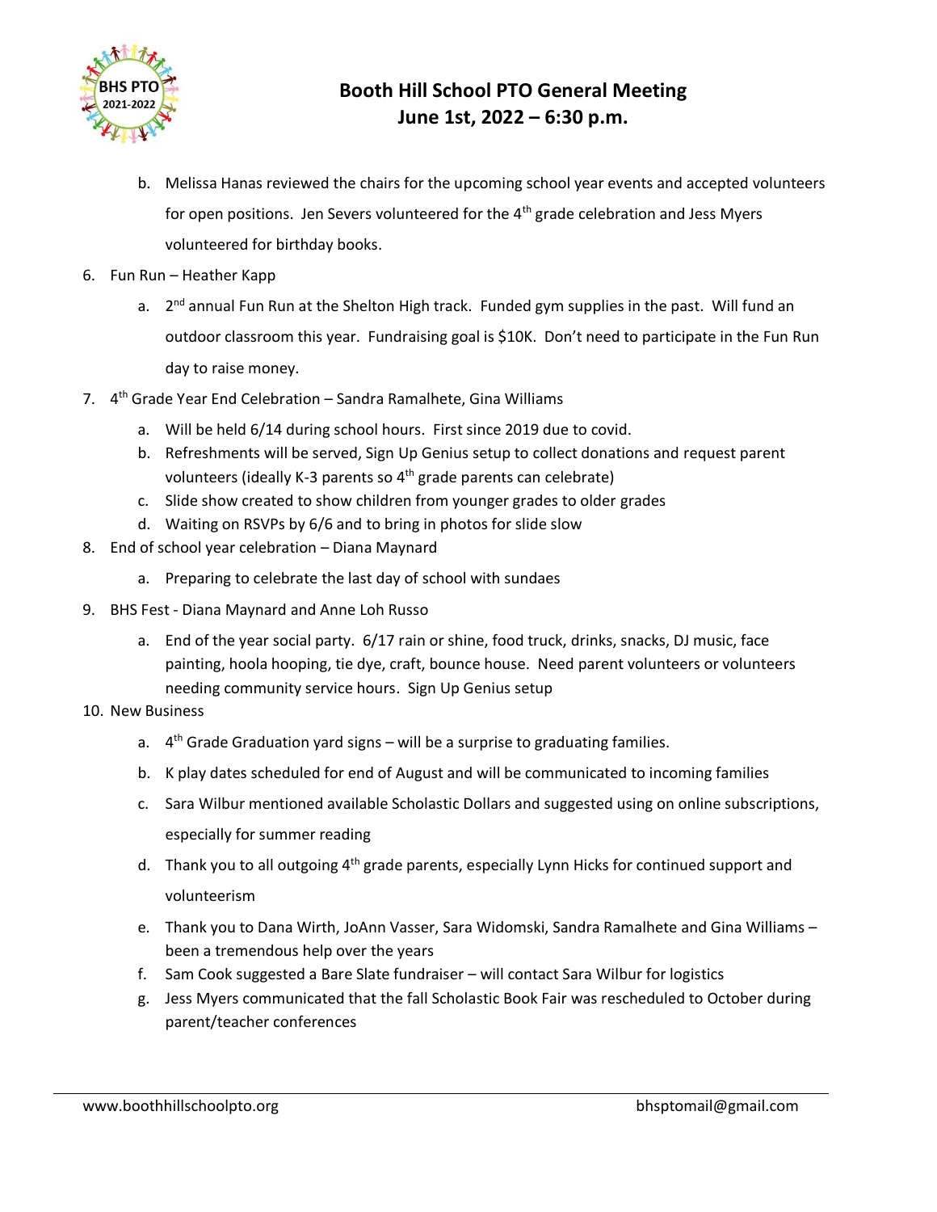# Booth Hill School PTO General Meeting
## June 1st, 2022 – 6:30 p.m.

b. Melissa Hanas reviewed the chairs for the upcoming school year events and accepted volunteers for open positions. Jen Severs volunteered for the 4th grade celebration and Jess Myers volunteered for birthday books.

6. Fun Run – Heather Kapp
   a. 2nd annual Fun Run at the Shelton High track. Funded gym supplies in the past. Will fund an outdoor classroom this year. Fundraising goal is $10K. Don't need to participate in the Fun Run day to raise money.
7. 4th Grade Year End Celebration – Sandra Ramalhete, Gina Williams
   a. Will be held 6/14 during school hours. First since 2019 due to covid.
   b. Refreshments will be served, Sign Up Genius setup to collect donations and request parent volunteers (ideally K-3 parents so 4th grade parents can celebrate)
   c. Slide show created to show children from younger grades to older grades
   d. Waiting on RSVPs by 6/6 and to bring in photos for slide slow
8. End of school year celebration – Diana Maynard
   a. Preparing to celebrate the last day of school with sundaes
9. BHS Fest - Diana Maynard and Anne Loh Russo
   a. End of the year social party. 6/17 rain or shine, food truck, drinks, snacks, DJ music, face painting, hoola hooping, tie dye, craft, bounce house. Need parent volunteers or volunteers needing community service hours. Sign Up Genius setup
10. New Business
    a. 4th Grade Graduation yard signs – will be a surprise to graduating families.
    b. K play dates scheduled for end of August and will be communicated to incoming families
    c. Sara Wilbur mentioned available Scholastic Dollars and suggested using on online subscriptions, especially for summer reading
    d. Thank you to all outgoing 4th grade parents, especially Lynn Hicks for continued support and volunteerism
    e. Thank you to Dana Wirth, JoAnn Vasser, Sara Widomski, Sandra Ramalhete and Gina Williams – been a tremendous help over the years
    f. Sam Cook suggested a Bare Slate fundraiser – will contact Sara Wilbur for logistics
    g. Jess Myers communicated that the fall Scholastic Book Fair was rescheduled to October during parent/teacher conferences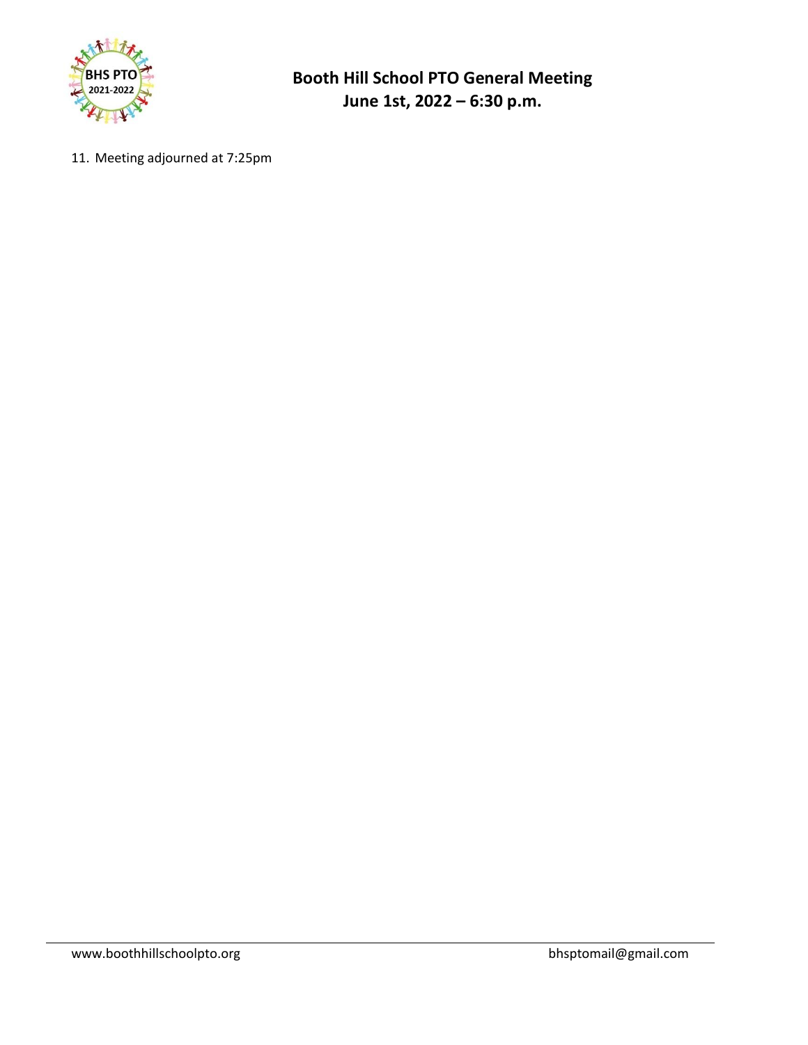11. Meeting adjourned at 7:25pm